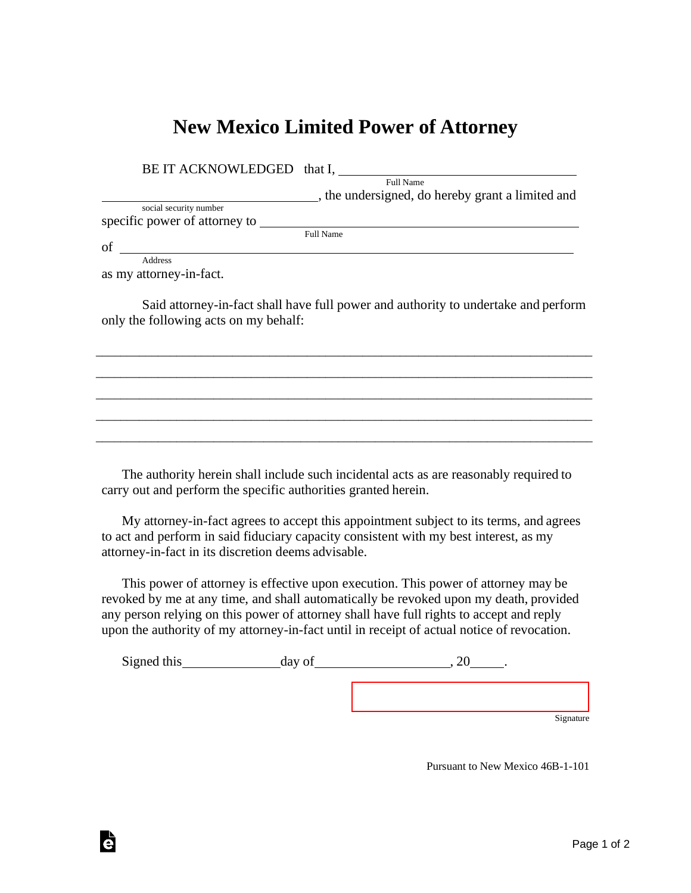# New Mexico Limited Power of Attorney

BE IT ACKNOWLEDGED that I, ______________________________
Full Name

______________________________, the undersigned, do hereby grant a limited and
social security number

specific power of attorney to ______________________________
Full Name

of ______________________________
Address

as my attorney-in-fact.

Said attorney-in-fact shall have full power and authority to undertake and perform only the following acts on my behalf:

_______________________________________________________________________

_______________________________________________________________________

_______________________________________________________________________

_______________________________________________________________________

_______________________________________________________________________

The authority herein shall include such incidental acts as are reasonably required to carry out and perform the specific authorities granted herein.

My attorney-in-fact agrees to accept this appointment subject to its terms, and agrees to act and perform in said fiduciary capacity consistent with my best interest, as my attorney-in-fact in its discretion deems advisable.

This power of attorney is effective upon execution. This power of attorney may be revoked by me at any time, and shall automatically be revoked upon my death, provided any person relying on this power of attorney shall have full rights to accept and reply upon the authority of my attorney-in-fact until in receipt of actual notice of revocation.

Signed this ______________ day of ____________________, 20_____.

______________________________
Signature

Pursuant to New Mexico 46B-1-101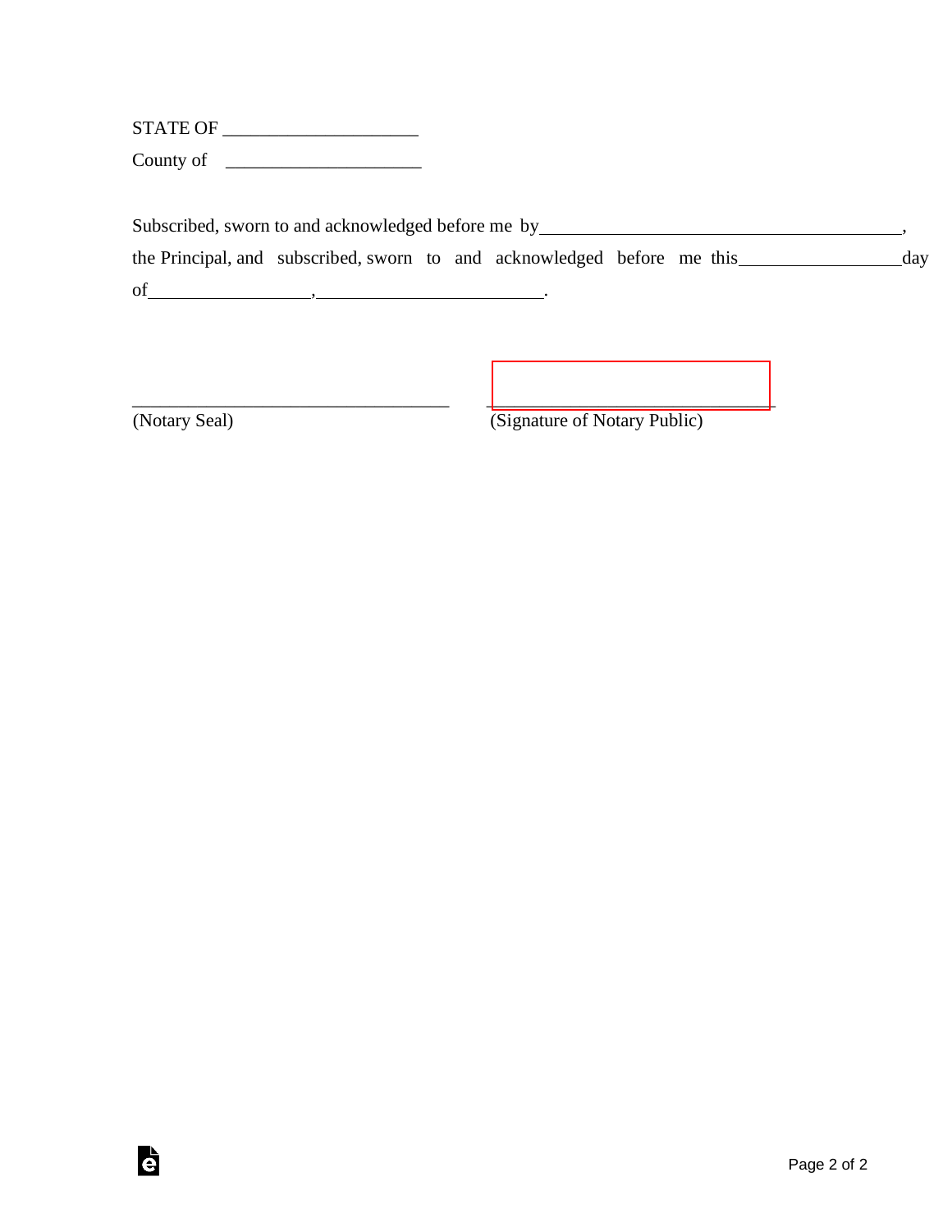STATE OF _____________________

County of _____________________

Subscribed, sworn to and acknowledged before me by________________________________________, the Principal, and subscribed, sworn to and acknowledged before me this_________________day of_________________,________________________.

___________________________________ (Notary Seal)

___________________________________ (Signature of Notary Public)